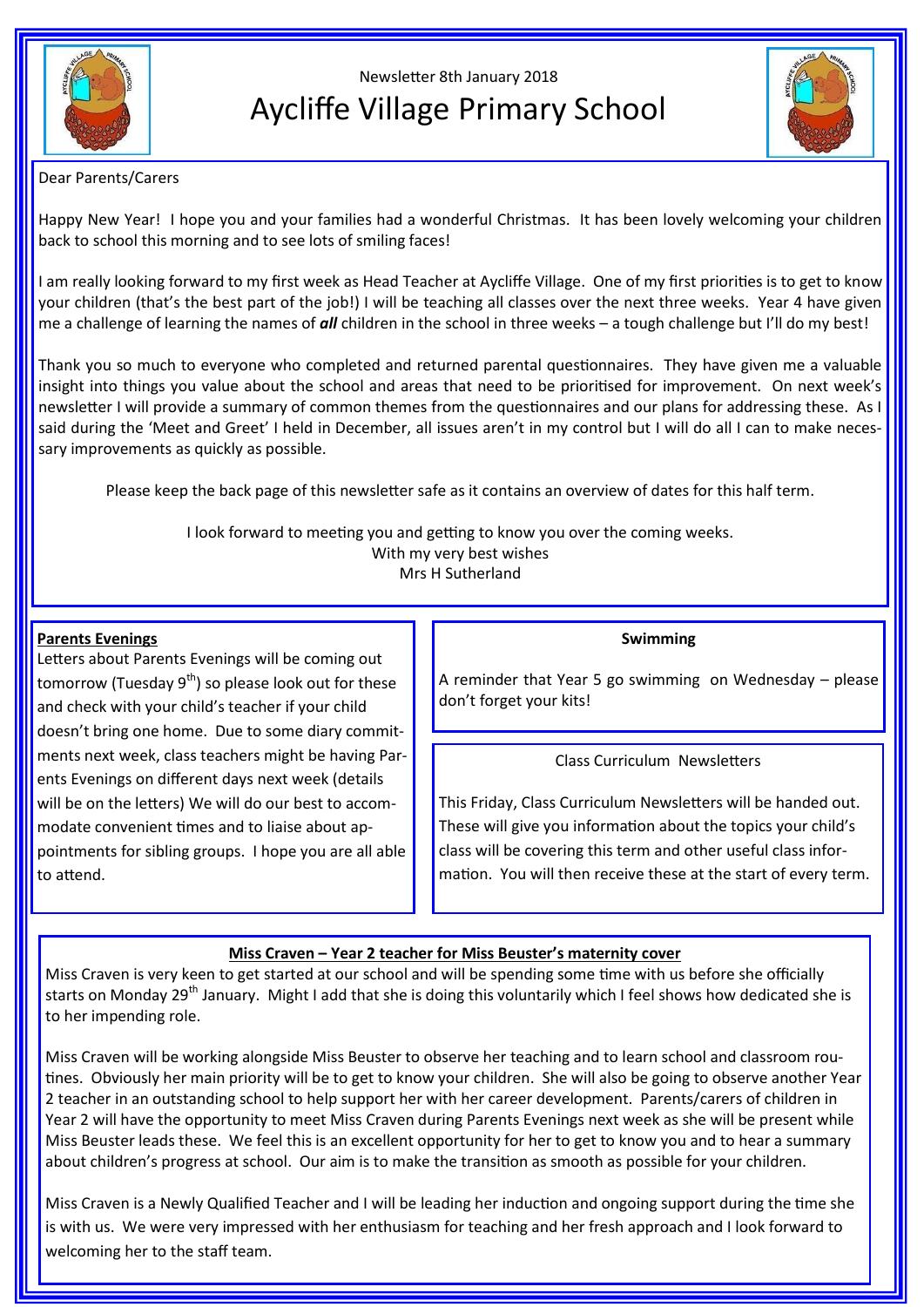Newsletter 8th January 2018

# Aycliffe Village Primary School

Dear Parents/Carers

Happy New Year! I hope you and your families had a wonderful Christmas. It has been lovely welcoming your children back to school this morning and to see lots of smiling faces!

I am really looking forward to my first week as Head Teacher at Aycliffe Village. One of my first priorities is to get to know your children (that's the best part of the job!) I will be teaching all classes over the next three weeks. Year 4 have given me a challenge of learning the names of ***all*** children in the school in three weeks – a tough challenge but I'll do my best!

Thank you so much to everyone who completed and returned parental questionnaires. They have given me a valuable insight into things you value about the school and areas that need to be prioritised for improvement. On next week's newsletter I will provide a summary of common themes from the questionnaires and our plans for addressing these. As I said during the 'Meet and Greet' I held in December, all issues aren't in my control but I will do all I can to make necessary improvements as quickly as possible.

Please keep the back page of this newsletter safe as it contains an overview of dates for this half term.

I look forward to meeting you and getting to know you over the coming weeks.
With my very best wishes
Mrs H Sutherland

## Parents Evenings

Letters about Parents Evenings will be coming out tomorrow (Tuesday 9th) so please look out for these and check with your child's teacher if your child doesn't bring one home. Due to some diary commitments next week, class teachers might be having Parents Evenings on different days next week (details will be on the letters) We will do our best to accommodate convenient times and to liaise about appointments for sibling groups. I hope you are all able to attend.

## Swimming

A reminder that Year 5 go swimming on Wednesday – please don't forget your kits!

## Class Curriculum Newsletters

This Friday, Class Curriculum Newsletters will be handed out. These will give you information about the topics your child's class will be covering this term and other useful class information. You will then receive these at the start of every term.

## Miss Craven – Year 2 teacher for Miss Beuster's maternity cover

Miss Craven is very keen to get started at our school and will be spending some time with us before she officially starts on Monday 29th January. Might I add that she is doing this voluntarily which I feel shows how dedicated she is to her impending role.

Miss Craven will be working alongside Miss Beuster to observe her teaching and to learn school and classroom routines. Obviously her main priority will be to get to know your children. She will also be going to observe another Year 2 teacher in an outstanding school to help support her with her career development. Parents/carers of children in Year 2 will have the opportunity to meet Miss Craven during Parents Evenings next week as she will be present while Miss Beuster leads these. We feel this is an excellent opportunity for her to get to know you and to hear a summary about children's progress at school. Our aim is to make the transition as smooth as possible for your children.

Miss Craven is a Newly Qualified Teacher and I will be leading her induction and ongoing support during the time she is with us. We were very impressed with her enthusiasm for teaching and her fresh approach and I look forward to welcoming her to the staff team.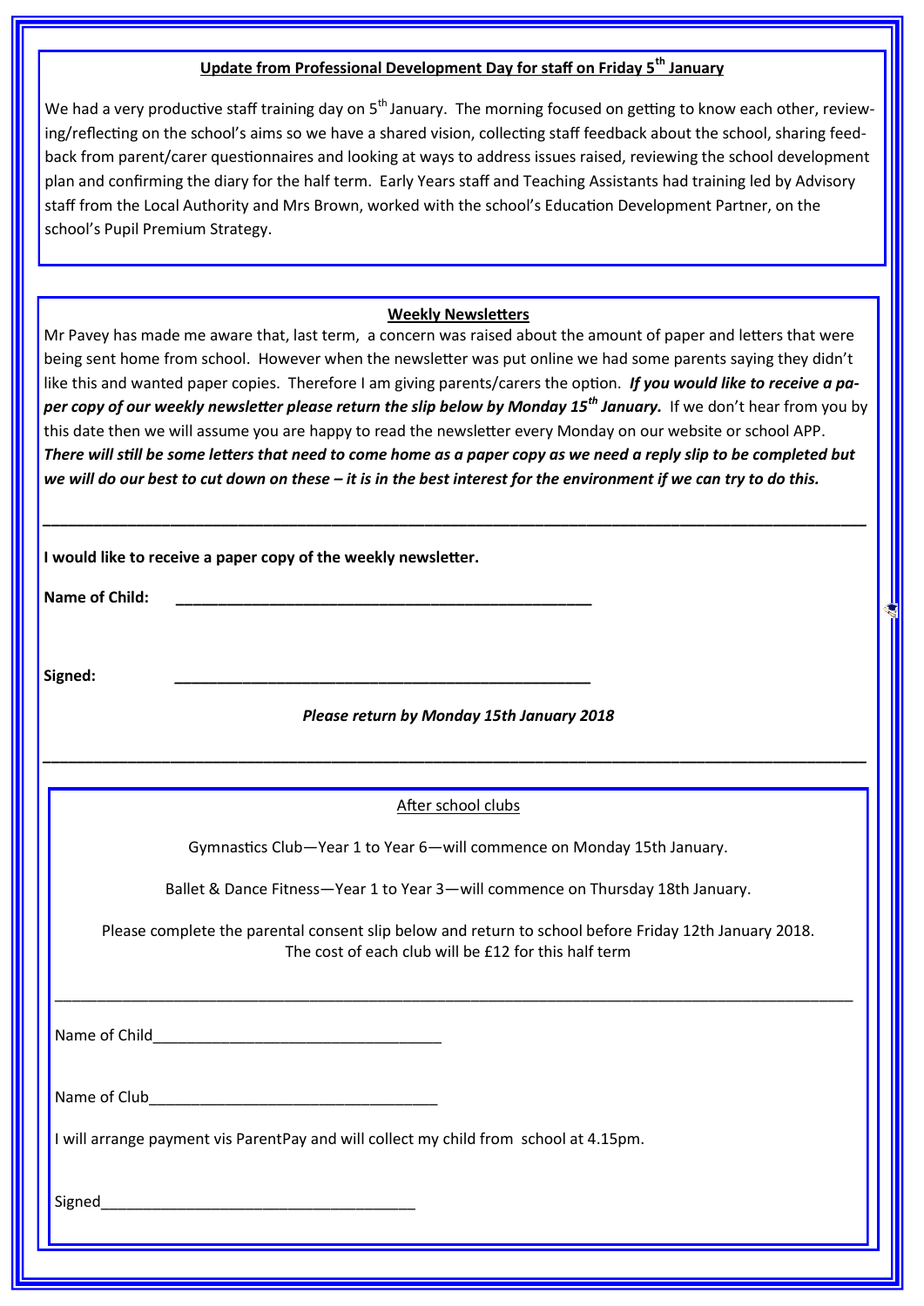## Update from Professional Development Day for staff on Friday 5th January

We had a very productive staff training day on 5th January. The morning focused on getting to know each other, reviewing/reflecting on the school's aims so we have a shared vision, collecting staff feedback about the school, sharing feedback from parent/carer questionnaires and looking at ways to address issues raised, reviewing the school development plan and confirming the diary for the half term. Early Years staff and Teaching Assistants had training led by Advisory staff from the Local Authority and Mrs Brown, worked with the school's Education Development Partner, on the school's Pupil Premium Strategy.

## Weekly Newsletters

Mr Pavey has made me aware that, last term, a concern was raised about the amount of paper and letters that were being sent home from school. However when the newsletter was put online we had some parents saying they didn't like this and wanted paper copies. Therefore I am giving parents/carers the option. ***If you would like to receive a paper copy of our weekly newsletter please return the slip below by Monday 15th January.*** If we don't hear from you by this date then we will assume you are happy to read the newsletter every Monday on our website or school APP. ***There will still be some letters that need to come home as a paper copy as we need a reply slip to be completed but we will do our best to cut down on these – it is in the best interest for the environment if we can try to do this.***

---

**I would like to receive a paper copy of the weekly newsletter.**

**Name of Child:** ____________________________________________

**Signed:** ____________________________________________

***Please return by Monday 15th January 2018***

---

## After school clubs

Gymnastics Club—Year 1 to Year 6—will commence on Monday 15th January.

Ballet & Dance Fitness—Year 1 to Year 3—will commence on Thursday 18th January.

Please complete the parental consent slip below and return to school before Friday 12th January 2018.
The cost of each club will be £12 for this half term

---

Name of Child______________________________

Name of Club______________________________

I will arrange payment vis ParentPay and will collect my child from school at 4.15pm.

Signed__________________________________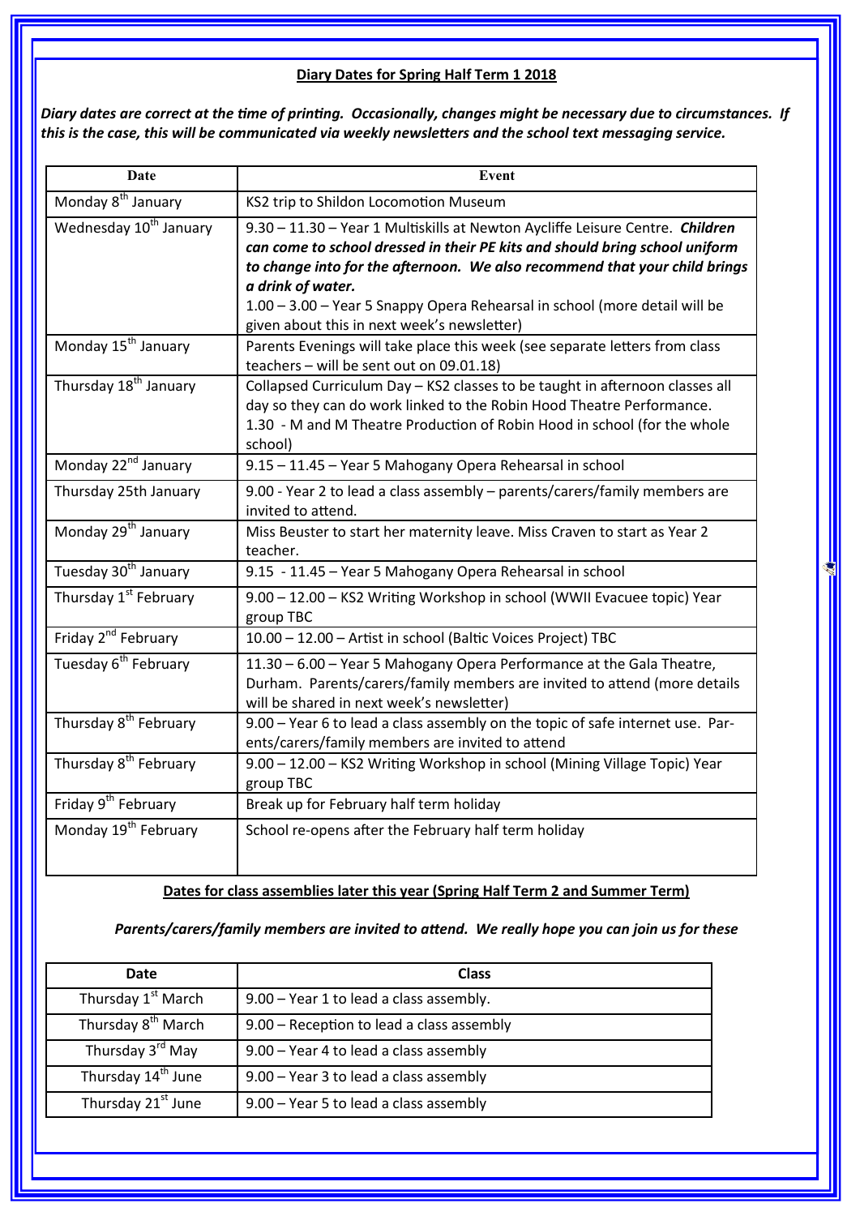**Diary Dates for Spring Half Term 1 2018**

***Diary dates are correct at the time of printing. Occasionally, changes might be necessary due to circumstances. If this is the case, this will be communicated via weekly newsletters and the school text messaging service.***

| Date | Event |
|---|---|
| Monday 8th January | KS2 trip to Shildon Locomotion Museum |
| Wednesday 10th January | 9.30 – 11.30 – Year 1 Multiskills at Newton Aycliffe Leisure Centre. ***Children can come to school dressed in their PE kits and should bring school uniform to change into for the afternoon. We also recommend that your child brings a drink of water.*** 1.00 – 3.00 – Year 5 Snappy Opera Rehearsal in school (more detail will be given about this in next week's newsletter) |
| Monday 15th January | Parents Evenings will take place this week (see separate letters from class teachers – will be sent out on 09.01.18) |
| Thursday 18th January | Collapsed Curriculum Day – KS2 classes to be taught in afternoon classes all day so they can do work linked to the Robin Hood Theatre Performance. 1.30 - M and M Theatre Production of Robin Hood in school (for the whole school) |
| Monday 22nd January | 9.15 – 11.45 – Year 5 Mahogany Opera Rehearsal in school |
| Thursday 25th January | 9.00 - Year 2 to lead a class assembly – parents/carers/family members are invited to attend. |
| Monday 29th January | Miss Beuster to start her maternity leave. Miss Craven to start as Year 2 teacher. |
| Tuesday 30th January | 9.15 - 11.45 – Year 5 Mahogany Opera Rehearsal in school |
| Thursday 1st February | 9.00 – 12.00 – KS2 Writing Workshop in school (WWII Evacuee topic) Year group TBC |
| Friday 2nd February | 10.00 – 12.00 – Artist in school (Baltic Voices Project) TBC |
| Tuesday 6th February | 11.30 – 6.00 – Year 5 Mahogany Opera Performance at the Gala Theatre, Durham. Parents/carers/family members are invited to attend (more details will be shared in next week's newsletter) |
| Thursday 8th February | 9.00 – Year 6 to lead a class assembly on the topic of safe internet use. Parents/carers/family members are invited to attend |
| Thursday 8th February | 9.00 – 12.00 – KS2 Writing Workshop in school (Mining Village Topic) Year group TBC |
| Friday 9th February | Break up for February half term holiday |
| Monday 19th February | School re-opens after the February half term holiday |

**Dates for class assemblies later this year (Spring Half Term 2 and Summer Term)**

***Parents/carers/family members are invited to attend. We really hope you can join us for these***

| Date | Class |
|---|---|
| Thursday 1st March | 9.00 – Year 1 to lead a class assembly. |
| Thursday 8th March | 9.00 – Reception to lead a class assembly |
| Thursday 3rd May | 9.00 – Year 4 to lead a class assembly |
| Thursday 14th June | 9.00 – Year 3 to lead a class assembly |
| Thursday 21st June | 9.00 – Year 5 to lead a class assembly |